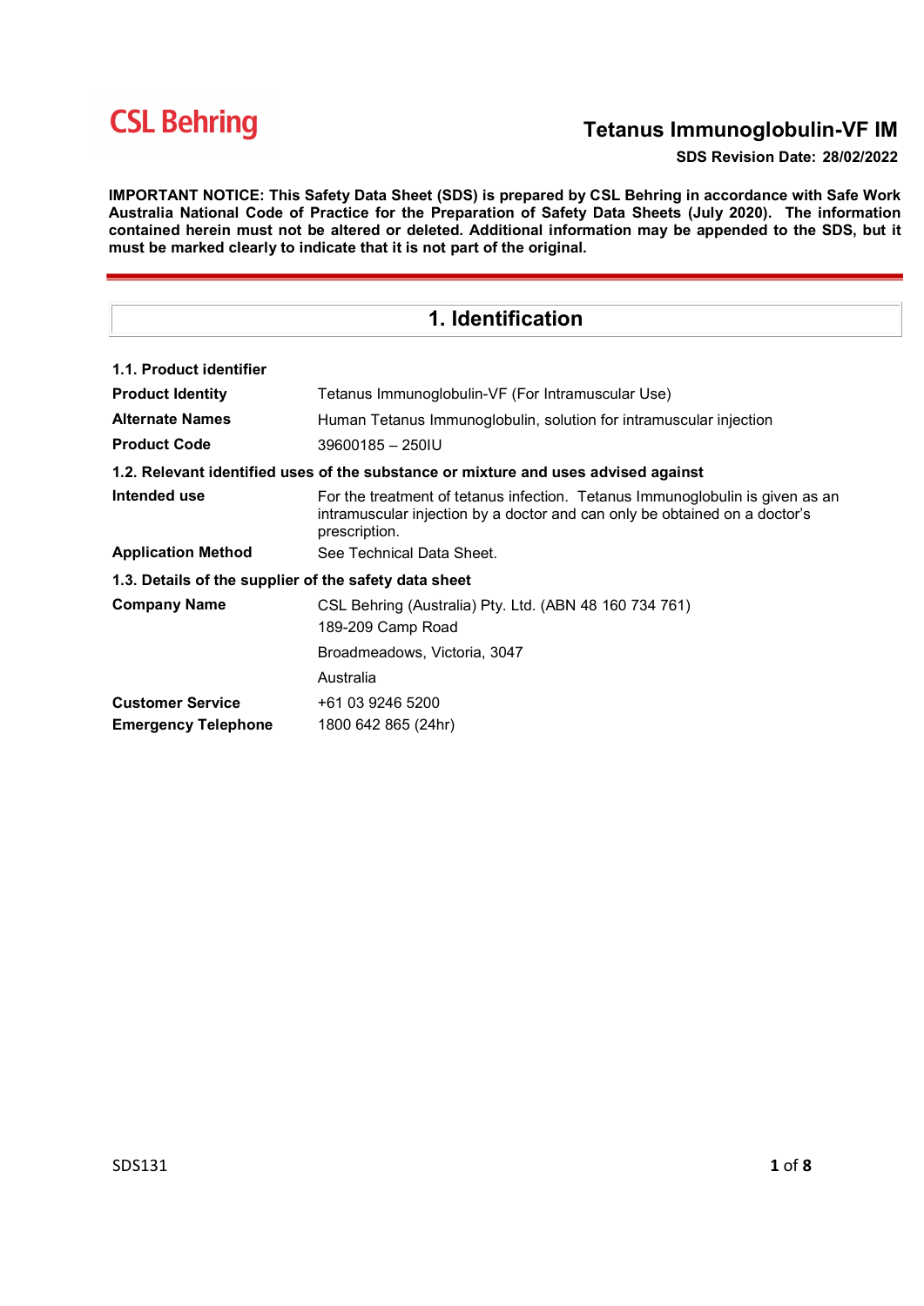CSL Behring

# Tetanus Immunoglobulin-VF IM

**SDS Revision Date: 28/02/2022**

**IMPORTANT NOTICE: This Safety Data Sheet (SDS) is prepared by CSL Behring in accordance with Safe Work Australia National Code of Practice for the Preparation of Safety Data Sheets (July 2020). The information contained herein must not be altered or deleted. Additional information may be appended to the SDS, but it must be marked clearly to indicate that it is not part of the original.**

## 1. Identification

### 1.1. Product identifier

| | |
|---|---|
| **Product Identity** | Tetanus Immunoglobulin-VF (For Intramuscular Use) |
| **Alternate Names** | Human Tetanus Immunoglobulin, solution for intramuscular injection |
| **Product Code** | 39600185 – 250IU |

### 1.2. Relevant identified uses of the substance or mixture and uses advised against

| | |
|---|---|
| **Intended use** | For the treatment of tetanus infection. Tetanus Immunoglobulin is given as an intramuscular injection by a doctor and can only be obtained on a doctor's prescription. |
| **Application Method** | See Technical Data Sheet. |

### 1.3. Details of the supplier of the safety data sheet

| | |
|---|---|
| **Company Name** | CSL Behring (Australia) Pty. Ltd. (ABN 48 160 734 761)<br>189-209 Camp Road<br>Broadmeadows, Victoria, 3047<br>Australia |
| **Customer Service** | +61 03 9246 5200 |
| **Emergency Telephone** | 1800 642 865 (24hr) |

SDS131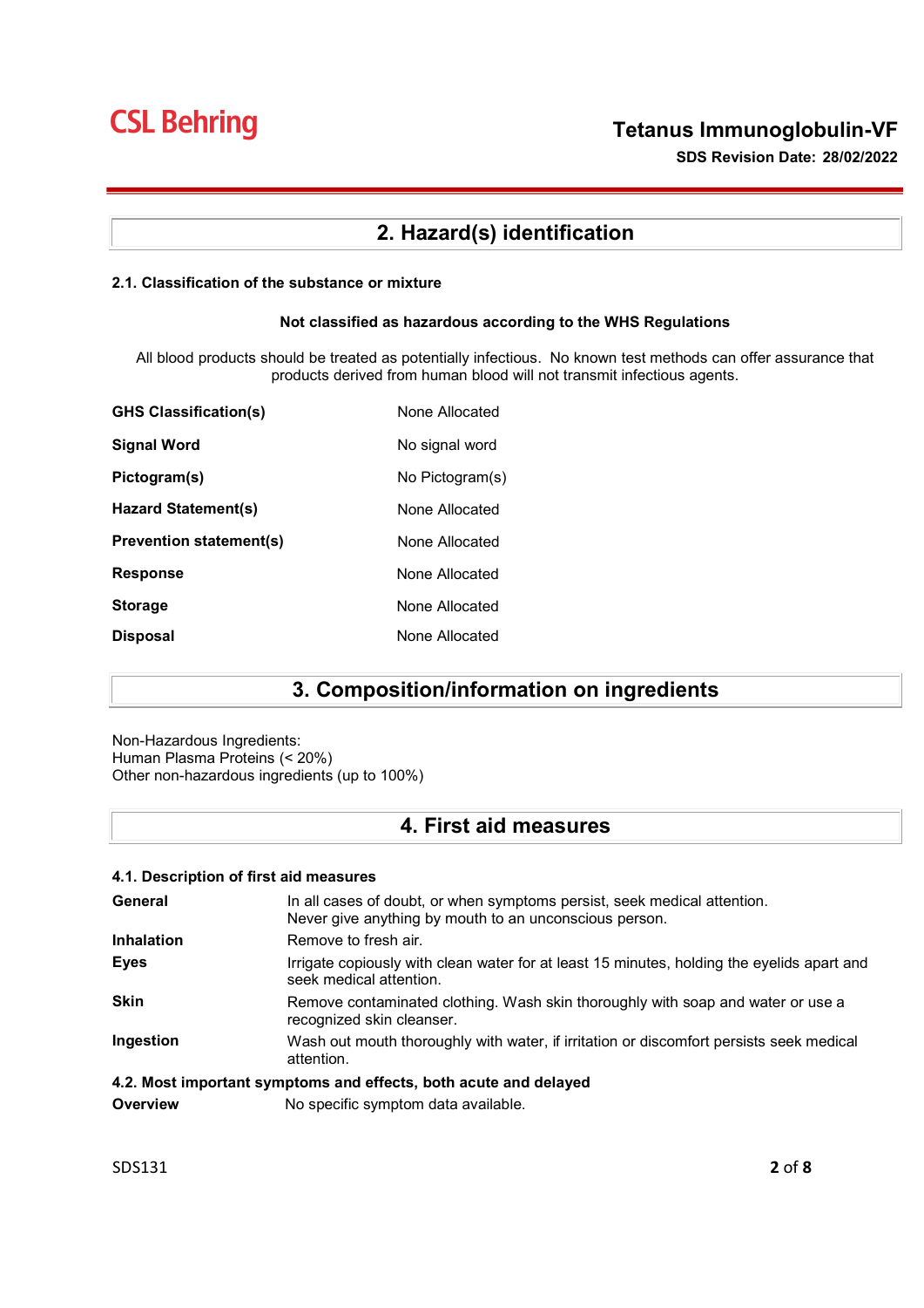## 2. Hazard(s) identification

### 2.1. Classification of the substance or mixture

**Not classified as hazardous according to the WHS Regulations**

All blood products should be treated as potentially infectious. No known test methods can offer assurance that products derived from human blood will not transmit infectious agents.

| | |
|---|---|
| **GHS Classification(s)** | None Allocated |
| **Signal Word** | No signal word |
| **Pictogram(s)** | No Pictogram(s) |
| **Hazard Statement(s)** | None Allocated |
| **Prevention statement(s)** | None Allocated |
| **Response** | None Allocated |
| **Storage** | None Allocated |
| **Disposal** | None Allocated |

## 3. Composition/information on ingredients

Non-Hazardous Ingredients:
Human Plasma Proteins (< 20%)
Other non-hazardous ingredients (up to 100%)

## 4. First aid measures

### 4.1. Description of first aid measures

| | |
|---|---|
| **General** | In all cases of doubt, or when symptoms persist, seek medical attention. Never give anything by mouth to an unconscious person. |
| **Inhalation** | Remove to fresh air. |
| **Eyes** | Irrigate copiously with clean water for at least 15 minutes, holding the eyelids apart and seek medical attention. |
| **Skin** | Remove contaminated clothing. Wash skin thoroughly with soap and water or use a recognized skin cleanser. |
| **Ingestion** | Wash out mouth thoroughly with water, if irritation or discomfort persists seek medical attention. |

### 4.2. Most important symptoms and effects, both acute and delayed

| | |
|---|---|
| **Overview** | No specific symptom data available. |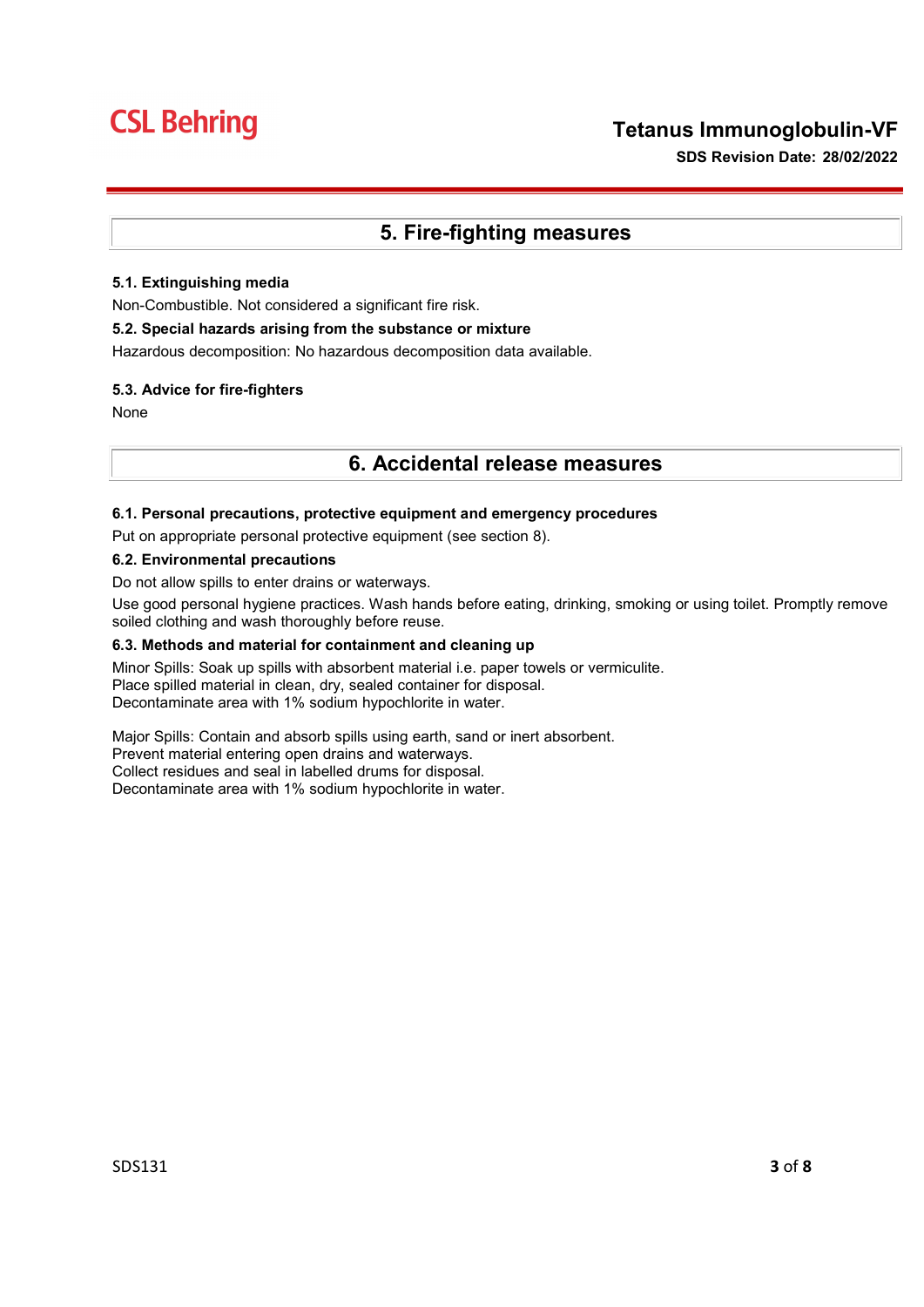## 5. Fire-fighting measures

### 5.1. Extinguishing media

Non-Combustible. Not considered a significant fire risk.

### 5.2. Special hazards arising from the substance or mixture

Hazardous decomposition: No hazardous decomposition data available.

### 5.3. Advice for fire-fighters

None

## 6. Accidental release measures

### 6.1. Personal precautions, protective equipment and emergency procedures

Put on appropriate personal protective equipment (see section 8).

### 6.2. Environmental precautions

Do not allow spills to enter drains or waterways.

Use good personal hygiene practices. Wash hands before eating, drinking, smoking or using toilet. Promptly remove soiled clothing and wash thoroughly before reuse.

### 6.3. Methods and material for containment and cleaning up

Minor Spills: Soak up spills with absorbent material i.e. paper towels or vermiculite.
Place spilled material in clean, dry, sealed container for disposal.
Decontaminate area with 1% sodium hypochlorite in water.

Major Spills: Contain and absorb spills using earth, sand or inert absorbent.
Prevent material entering open drains and waterways.
Collect residues and seal in labelled drums for disposal.
Decontaminate area with 1% sodium hypochlorite in water.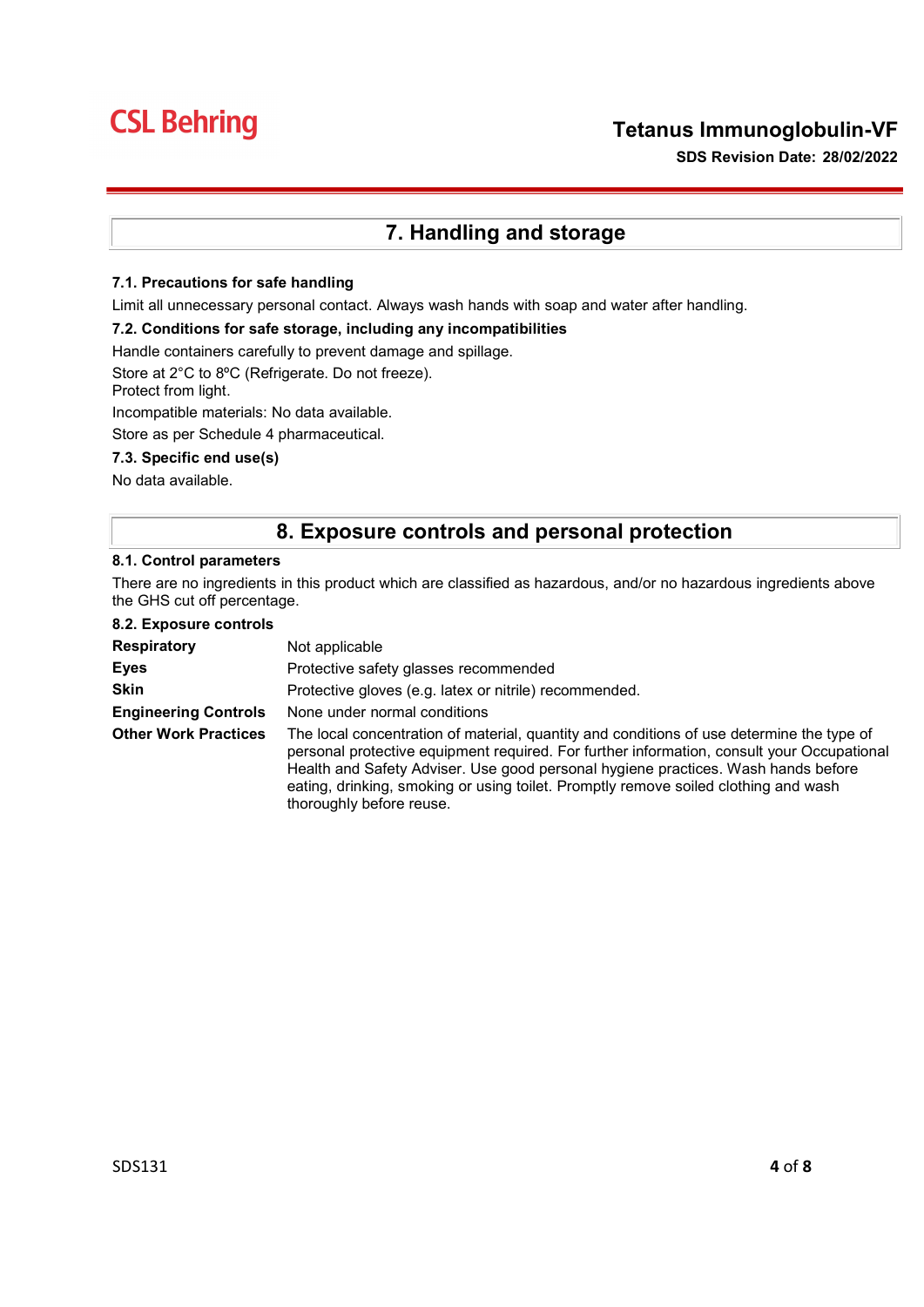## 7. Handling and storage

### 7.1. Precautions for safe handling

Limit all unnecessary personal contact. Always wash hands with soap and water after handling.

### 7.2. Conditions for safe storage, including any incompatibilities

Handle containers carefully to prevent damage and spillage.

Store at 2°C to 8ºC (Refrigerate. Do not freeze).
Protect from light.

Incompatible materials: No data available.

Store as per Schedule 4 pharmaceutical.

### 7.3. Specific end use(s)

No data available.

## 8. Exposure controls and personal protection

### 8.1. Control parameters

There are no ingredients in this product which are classified as hazardous, and/or no hazardous ingredients above the GHS cut off percentage.

### 8.2. Exposure controls

| | |
|---|---|
| **Respiratory** | Not applicable |
| **Eyes** | Protective safety glasses recommended |
| **Skin** | Protective gloves (e.g. latex or nitrile) recommended. |
| **Engineering Controls** | None under normal conditions |
| **Other Work Practices** | The local concentration of material, quantity and conditions of use determine the type of personal protective equipment required. For further information, consult your Occupational Health and Safety Adviser. Use good personal hygiene practices. Wash hands before eating, drinking, smoking or using toilet. Promptly remove soiled clothing and wash thoroughly before reuse. |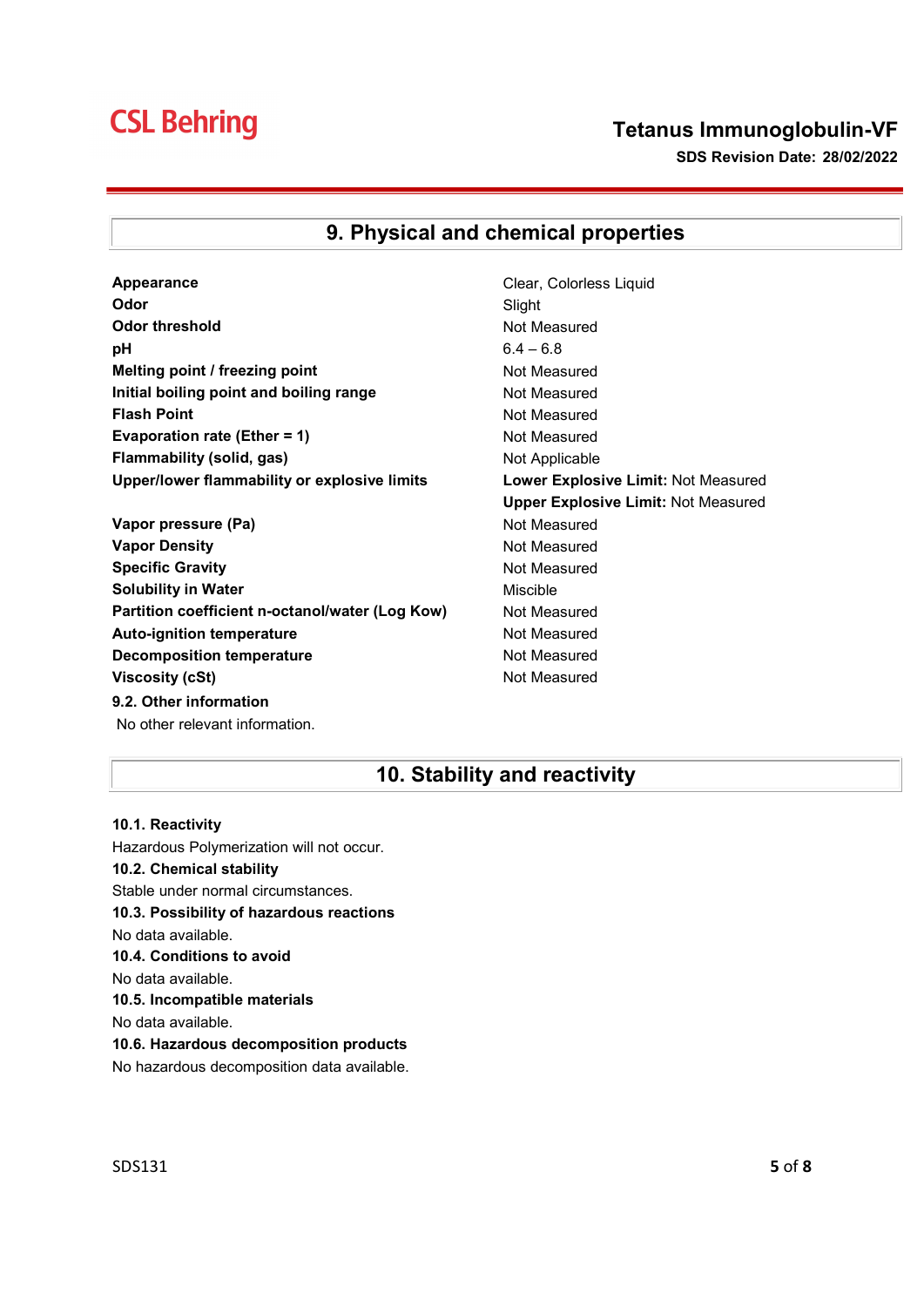## 9. Physical and chemical properties

| | |
|---|---|
| **Appearance** | Clear, Colorless Liquid |
| **Odor** | Slight |
| **Odor threshold** | Not Measured |
| **pH** | 6.4 – 6.8 |
| **Melting point / freezing point** | Not Measured |
| **Initial boiling point and boiling range** | Not Measured |
| **Flash Point** | Not Measured |
| **Evaporation rate (Ether = 1)** | Not Measured |
| **Flammability (solid, gas)** | Not Applicable |
| **Upper/lower flammability or explosive limits** | **Lower Explosive Limit:** Not Measured<br>**Upper Explosive Limit:** Not Measured |
| **Vapor pressure (Pa)** | Not Measured |
| **Vapor Density** | Not Measured |
| **Specific Gravity** | Not Measured |
| **Solubility in Water** | Miscible |
| **Partition coefficient n-octanol/water (Log Kow)** | Not Measured |
| **Auto-ignition temperature** | Not Measured |
| **Decomposition temperature** | Not Measured |
| **Viscosity (cSt)** | Not Measured |

**9.2. Other information**

No other relevant information.

## 10. Stability and reactivity

**10.1. Reactivity**

Hazardous Polymerization will not occur.

**10.2. Chemical stability**

Stable under normal circumstances.

**10.3. Possibility of hazardous reactions**

No data available.

**10.4. Conditions to avoid**

No data available.

**10.5. Incompatible materials**

No data available.

**10.6. Hazardous decomposition products**

No hazardous decomposition data available.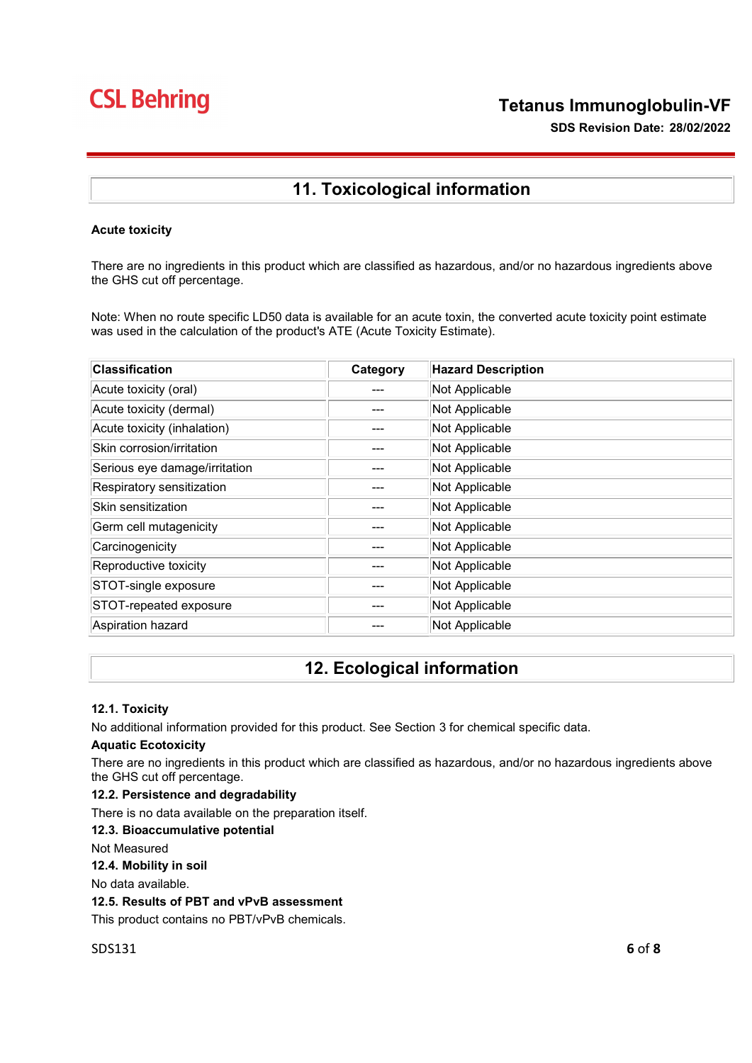## 11. Toxicological information

**Acute toxicity**

There are no ingredients in this product which are classified as hazardous, and/or no hazardous ingredients above the GHS cut off percentage.

Note: When no route specific LD50 data is available for an acute toxin, the converted acute toxicity point estimate was used in the calculation of the product's ATE (Acute Toxicity Estimate).

| Classification | Category | Hazard Description |
|---|---|---|
| Acute toxicity (oral) | --- | Not Applicable |
| Acute toxicity (dermal) | --- | Not Applicable |
| Acute toxicity (inhalation) | --- | Not Applicable |
| Skin corrosion/irritation | --- | Not Applicable |
| Serious eye damage/irritation | --- | Not Applicable |
| Respiratory sensitization | --- | Not Applicable |
| Skin sensitization | --- | Not Applicable |
| Germ cell mutagenicity | --- | Not Applicable |
| Carcinogenicity | --- | Not Applicable |
| Reproductive toxicity | --- | Not Applicable |
| STOT-single exposure | --- | Not Applicable |
| STOT-repeated exposure | --- | Not Applicable |
| Aspiration hazard | --- | Not Applicable |

## 12. Ecological information

**12.1. Toxicity**

No additional information provided for this product. See Section 3 for chemical specific data.

**Aquatic Ecotoxicity**

There are no ingredients in this product which are classified as hazardous, and/or no hazardous ingredients above the GHS cut off percentage.

**12.2. Persistence and degradability**

There is no data available on the preparation itself.

**12.3. Bioaccumulative potential**

Not Measured

**12.4. Mobility in soil**

No data available.

**12.5. Results of PBT and vPvB assessment**

This product contains no PBT/vPvB chemicals.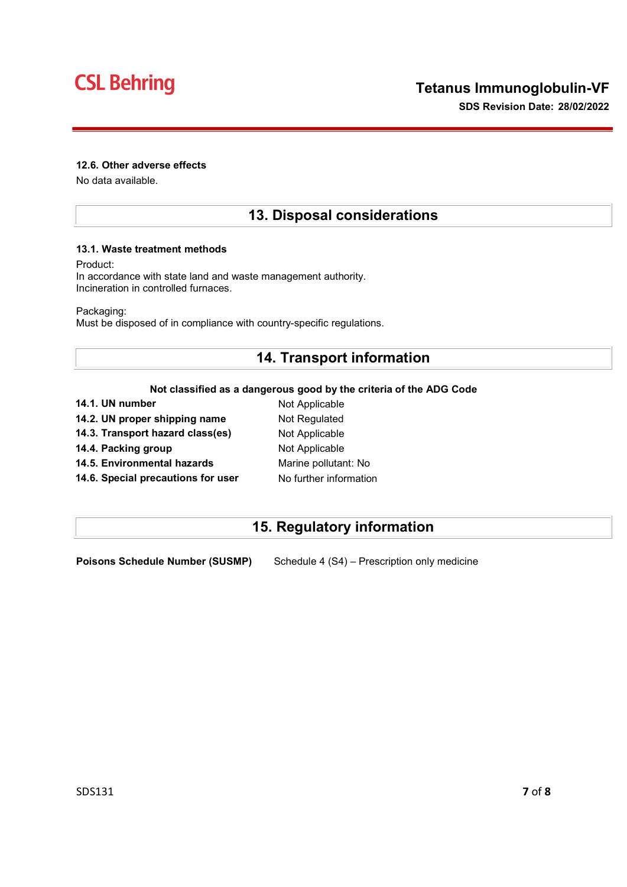### 12.6. Other adverse effects

No data available.

## 13. Disposal considerations

### 13.1. Waste treatment methods

Product:
In accordance with state land and waste management authority.
Incineration in controlled furnaces.

Packaging:
Must be disposed of in compliance with country-specific regulations.

## 14. Transport information

**Not classified as a dangerous good by the criteria of the ADG Code**

| | |
|---|---|
| **14.1. UN number** | Not Applicable |
| **14.2. UN proper shipping name** | Not Regulated |
| **14.3. Transport hazard class(es)** | Not Applicable |
| **14.4. Packing group** | Not Applicable |
| **14.5. Environmental hazards** | Marine pollutant: No |
| **14.6. Special precautions for user** | No further information |

## 15. Regulatory information

**Poisons Schedule Number (SUSMP)** Schedule 4 (S4) – Prescription only medicine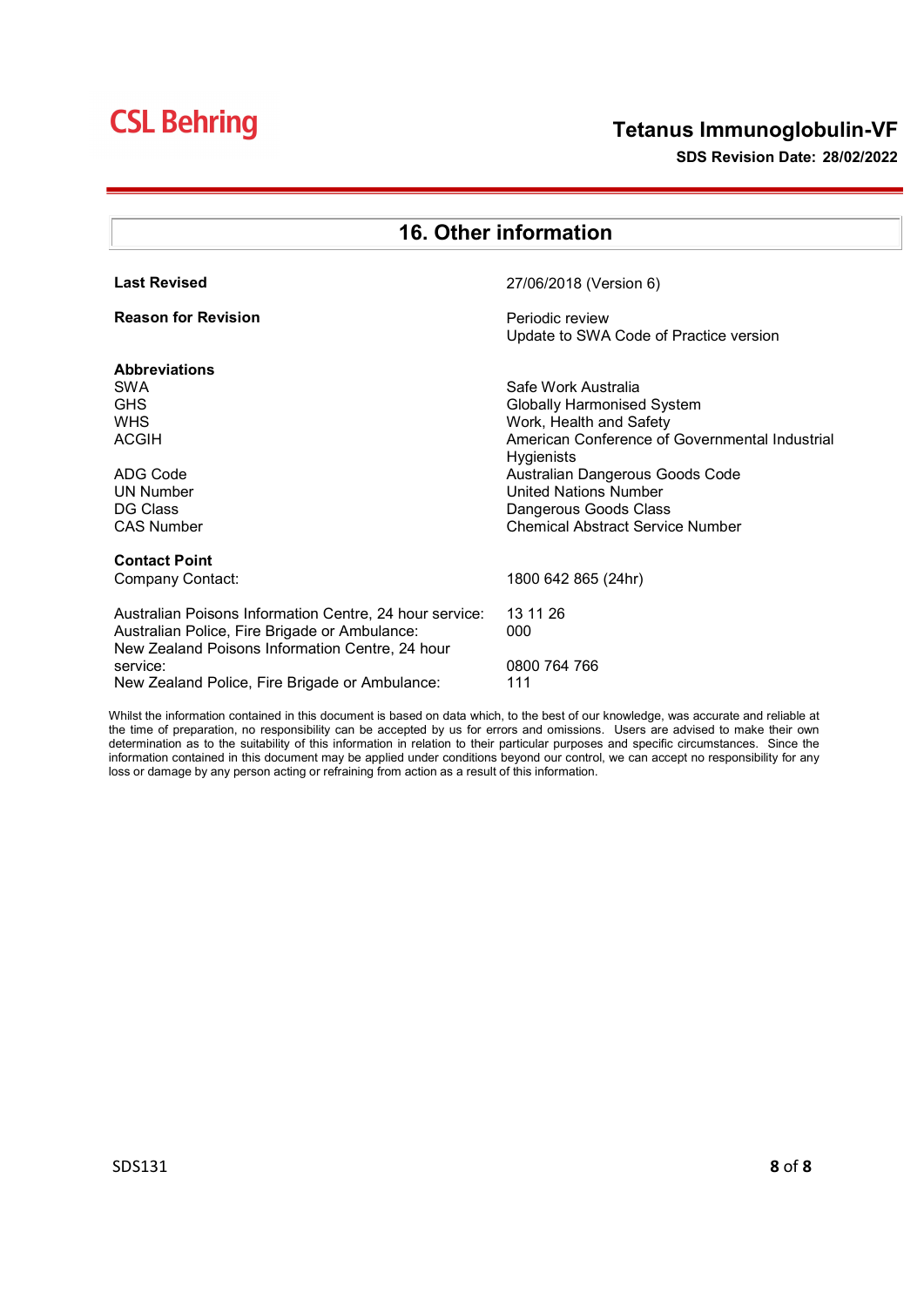## 16. Other information

| | |
|---|---|
| **Last Revised** | 27/06/2018 (Version 6) |
| **Reason for Revision** | Periodic review<br>Update to SWA Code of Practice version |

**Abbreviations**

| | |
|---|---|
| SWA | Safe Work Australia |
| GHS | Globally Harmonised System |
| WHS | Work, Health and Safety |
| ACGIH | American Conference of Governmental Industrial Hygienists |
| ADG Code | Australian Dangerous Goods Code |
| UN Number | United Nations Number |
| DG Class | Dangerous Goods Class |
| CAS Number | Chemical Abstract Service Number |

**Contact Point**

| | |
|---|---|
| Company Contact: | 1800 642 865 (24hr) |
| Australian Poisons Information Centre, 24 hour service: | 13 11 26 |
| Australian Police, Fire Brigade or Ambulance: | 000 |
| New Zealand Poisons Information Centre, 24 hour service: | 0800 764 766 |
| New Zealand Police, Fire Brigade or Ambulance: | 111 |

Whilst the information contained in this document is based on data which, to the best of our knowledge, was accurate and reliable at the time of preparation, no responsibility can be accepted by us for errors and omissions. Users are advised to make their own determination as to the suitability of this information in relation to their particular purposes and specific circumstances. Since the information contained in this document may be applied under conditions beyond our control, we can accept no responsibility for any loss or damage by any person acting or refraining from action as a result of this information.